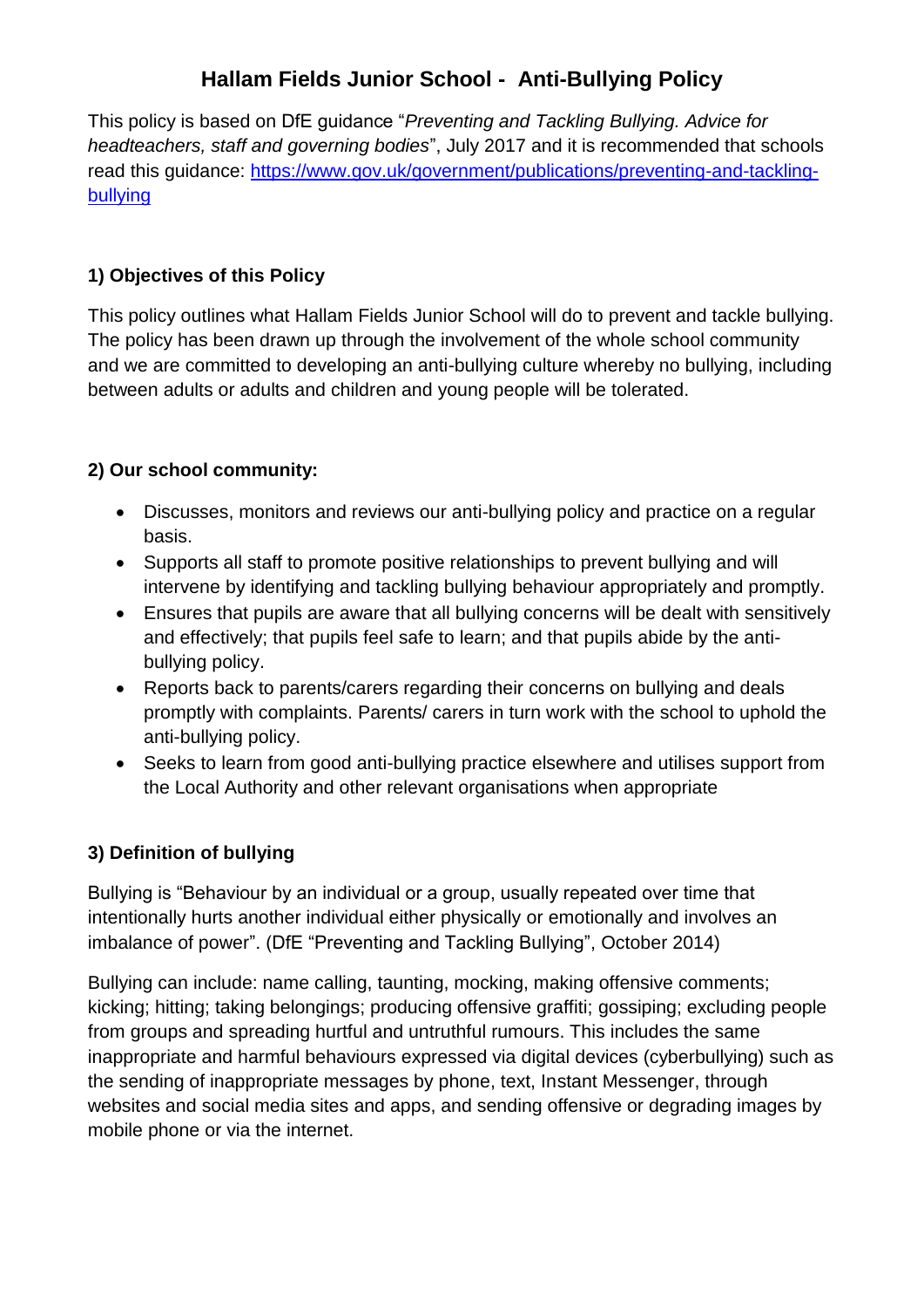# Hallam Fields Junior School - Anti-Bullying Policy

This policy is based on DfE guidance "*Preventing and Tackling Bullying. Advice for headteachers, staff and governing bodies*", July 2017 and it is recommended that schools read this guidance: [https://www.gov.uk/government/publications/preventing-and-tackling-bullying](https://www.gov.uk/government/publications/preventing-and-tackling-bullying)

## 1) Objectives of this Policy

This policy outlines what Hallam Fields Junior School will do to prevent and tackle bullying. The policy has been drawn up through the involvement of the whole school community and we are committed to developing an anti-bullying culture whereby no bullying, including between adults or adults and children and young people will be tolerated.

## 2) Our school community:

- Discusses, monitors and reviews our anti-bullying policy and practice on a regular basis.
- Supports all staff to promote positive relationships to prevent bullying and will intervene by identifying and tackling bullying behaviour appropriately and promptly.
- Ensures that pupils are aware that all bullying concerns will be dealt with sensitively and effectively; that pupils feel safe to learn; and that pupils abide by the anti-bullying policy.
- Reports back to parents/carers regarding their concerns on bullying and deals promptly with complaints. Parents/ carers in turn work with the school to uphold the anti-bullying policy.
- Seeks to learn from good anti-bullying practice elsewhere and utilises support from the Local Authority and other relevant organisations when appropriate

## 3) Definition of bullying

Bullying is "Behaviour by an individual or a group, usually repeated over time that intentionally hurts another individual either physically or emotionally and involves an imbalance of power". (DfE "Preventing and Tackling Bullying", October 2014)

Bullying can include: name calling, taunting, mocking, making offensive comments; kicking; hitting; taking belongings; producing offensive graffiti; gossiping; excluding people from groups and spreading hurtful and untruthful rumours. This includes the same inappropriate and harmful behaviours expressed via digital devices (cyberbullying) such as the sending of inappropriate messages by phone, text, Instant Messenger, through websites and social media sites and apps, and sending offensive or degrading images by mobile phone or via the internet.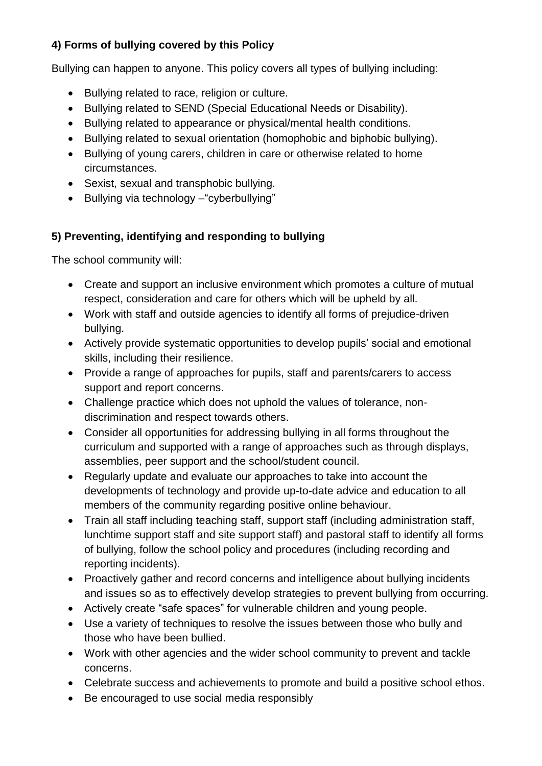### 4) Forms of bullying covered by this Policy

Bullying can happen to anyone. This policy covers all types of bullying including:

- Bullying related to race, religion or culture.
- Bullying related to SEND (Special Educational Needs or Disability).
- Bullying related to appearance or physical/mental health conditions.
- Bullying related to sexual orientation (homophobic and biphobic bullying).
- Bullying of young carers, children in care or otherwise related to home circumstances.
- Sexist, sexual and transphobic bullying.
- Bullying via technology –"cyberbullying"

### 5) Preventing, identifying and responding to bullying

The school community will:

- Create and support an inclusive environment which promotes a culture of mutual respect, consideration and care for others which will be upheld by all.
- Work with staff and outside agencies to identify all forms of prejudice-driven bullying.
- Actively provide systematic opportunities to develop pupils' social and emotional skills, including their resilience.
- Provide a range of approaches for pupils, staff and parents/carers to access support and report concerns.
- Challenge practice which does not uphold the values of tolerance, non-discrimination and respect towards others.
- Consider all opportunities for addressing bullying in all forms throughout the curriculum and supported with a range of approaches such as through displays, assemblies, peer support and the school/student council.
- Regularly update and evaluate our approaches to take into account the developments of technology and provide up-to-date advice and education to all members of the community regarding positive online behaviour.
- Train all staff including teaching staff, support staff (including administration staff, lunchtime support staff and site support staff) and pastoral staff to identify all forms of bullying, follow the school policy and procedures (including recording and reporting incidents).
- Proactively gather and record concerns and intelligence about bullying incidents and issues so as to effectively develop strategies to prevent bullying from occurring.
- Actively create "safe spaces" for vulnerable children and young people.
- Use a variety of techniques to resolve the issues between those who bully and those who have been bullied.
- Work with other agencies and the wider school community to prevent and tackle concerns.
- Celebrate success and achievements to promote and build a positive school ethos.
- Be encouraged to use social media responsibly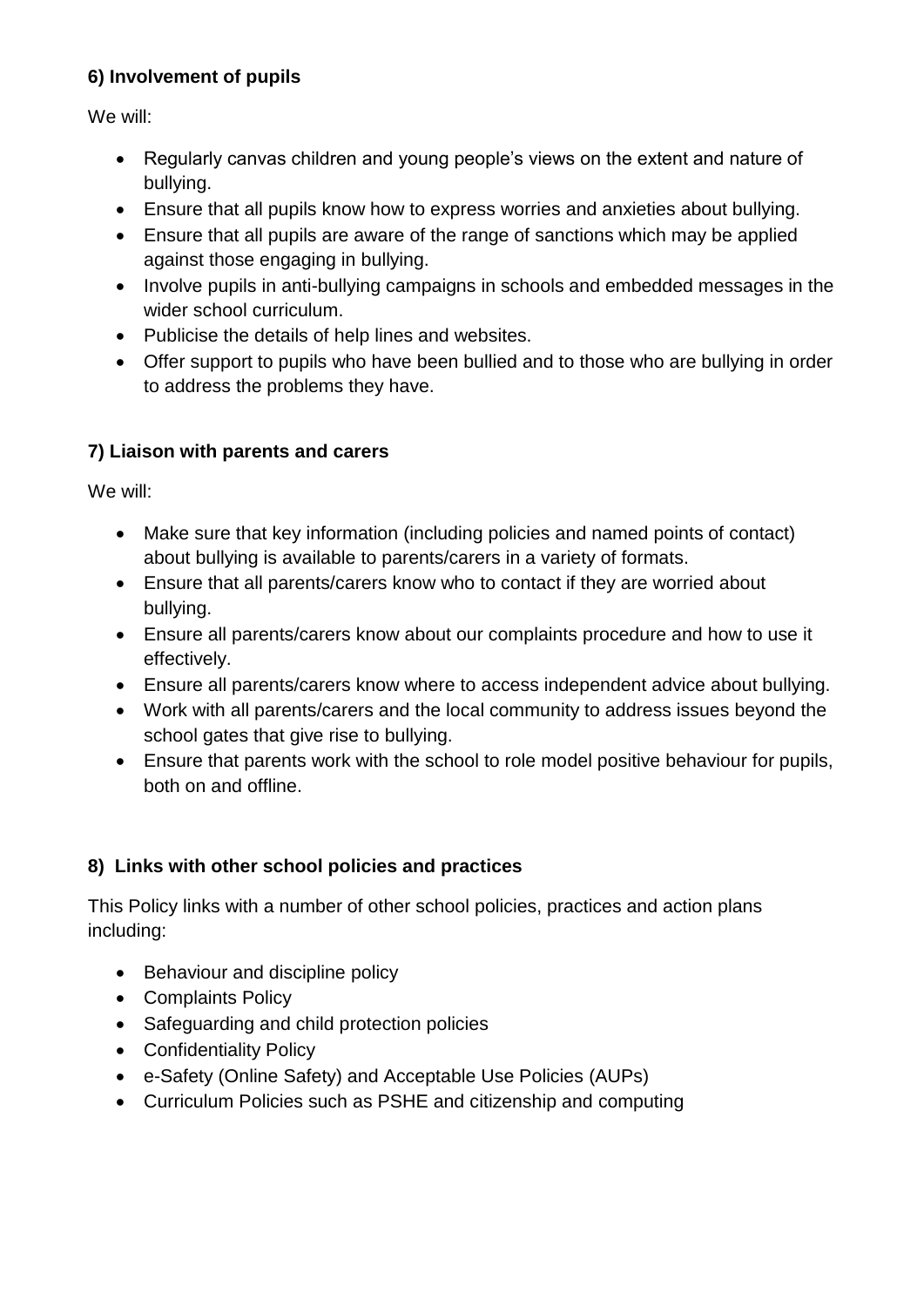### 6) Involvement of pupils

We will:

- Regularly canvas children and young people's views on the extent and nature of bullying.
- Ensure that all pupils know how to express worries and anxieties about bullying.
- Ensure that all pupils are aware of the range of sanctions which may be applied against those engaging in bullying.
- Involve pupils in anti-bullying campaigns in schools and embedded messages in the wider school curriculum.
- Publicise the details of help lines and websites.
- Offer support to pupils who have been bullied and to those who are bullying in order to address the problems they have.

### 7) Liaison with parents and carers

We will:

- Make sure that key information (including policies and named points of contact) about bullying is available to parents/carers in a variety of formats.
- Ensure that all parents/carers know who to contact if they are worried about bullying.
- Ensure all parents/carers know about our complaints procedure and how to use it effectively.
- Ensure all parents/carers know where to access independent advice about bullying.
- Work with all parents/carers and the local community to address issues beyond the school gates that give rise to bullying.
- Ensure that parents work with the school to role model positive behaviour for pupils, both on and offline.

### 8) Links with other school policies and practices

This Policy links with a number of other school policies, practices and action plans including:

- Behaviour and discipline policy
- Complaints Policy
- Safeguarding and child protection policies
- Confidentiality Policy
- e-Safety (Online Safety) and Acceptable Use Policies (AUPs)
- Curriculum Policies such as PSHE and citizenship and computing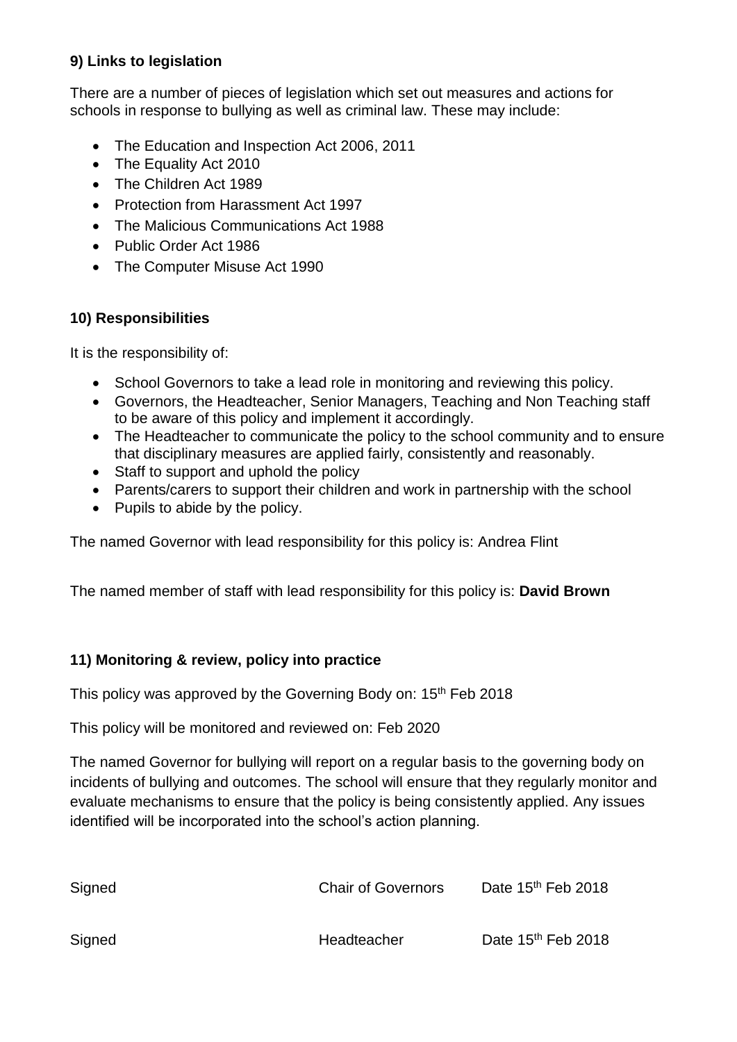**9) Links to legislation**

There are a number of pieces of legislation which set out measures and actions for schools in response to bullying as well as criminal law. These may include:

- The Education and Inspection Act 2006, 2011
- The Equality Act 2010
- The Children Act 1989
- Protection from Harassment Act 1997
- The Malicious Communications Act 1988
- Public Order Act 1986
- The Computer Misuse Act 1990

**10) Responsibilities**

It is the responsibility of:

- School Governors to take a lead role in monitoring and reviewing this policy.
- Governors, the Headteacher, Senior Managers, Teaching and Non Teaching staff to be aware of this policy and implement it accordingly.
- The Headteacher to communicate the policy to the school community and to ensure that disciplinary measures are applied fairly, consistently and reasonably.
- Staff to support and uphold the policy
- Parents/carers to support their children and work in partnership with the school
- Pupils to abide by the policy.

The named Governor with lead responsibility for this policy is: Andrea Flint

The named member of staff with lead responsibility for this policy is: **David Brown**

**11) Monitoring & review, policy into practice**

This policy was approved by the Governing Body on: 15th Feb 2018

This policy will be monitored and reviewed on: Feb 2020

The named Governor for bullying will report on a regular basis to the governing body on incidents of bullying and outcomes. The school will ensure that they regularly monitor and evaluate mechanisms to ensure that the policy is being consistently applied. Any issues identified will be incorporated into the school's action planning.

Signed Chair of Governors Date 15th Feb 2018

Signed Headteacher Date 15th Feb 2018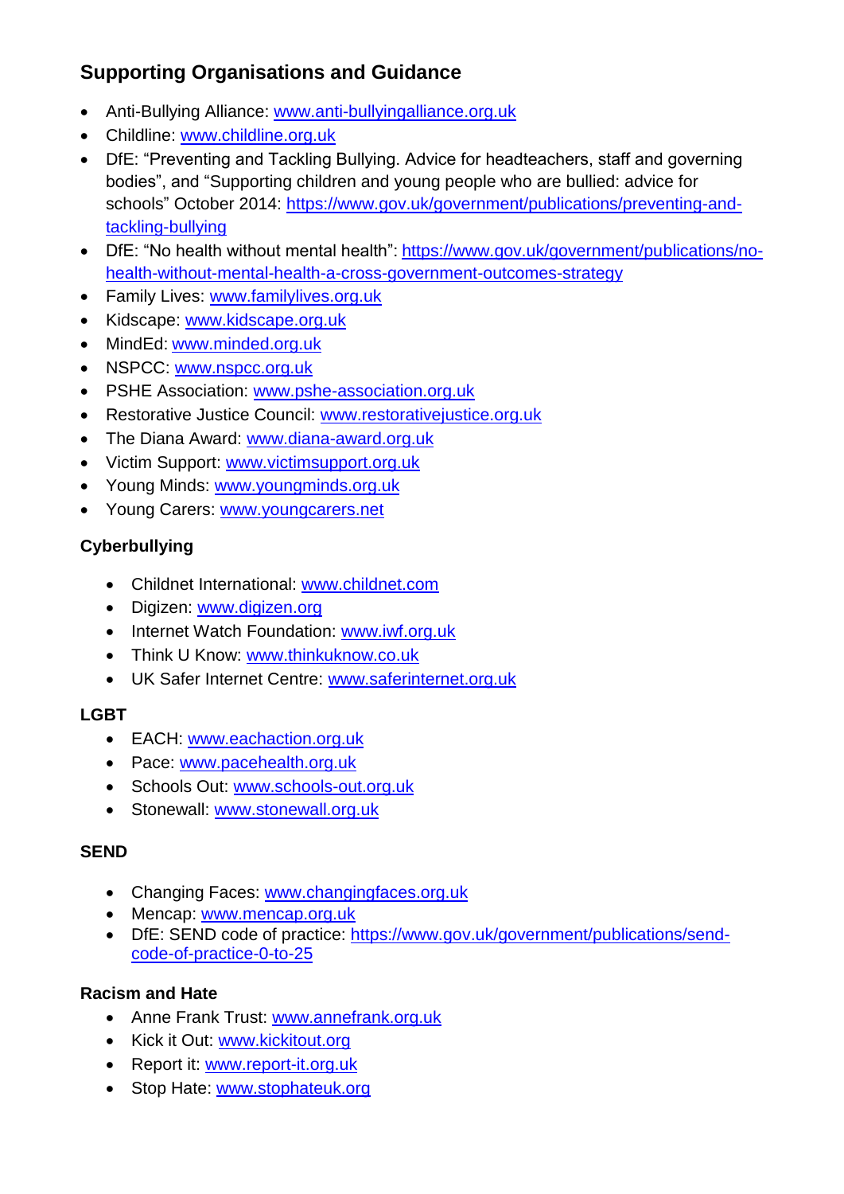## Supporting Organisations and Guidance

- Anti-Bullying Alliance: www.anti-bullyingalliance.org.uk
- Childline: www.childline.org.uk
- DfE: "Preventing and Tackling Bullying. Advice for headteachers, staff and governing bodies", and "Supporting children and young people who are bullied: advice for schools" October 2014: https://www.gov.uk/government/publications/preventing-and-tackling-bullying
- DfE: "No health without mental health": https://www.gov.uk/government/publications/no-health-without-mental-health-a-cross-government-outcomes-strategy
- Family Lives: www.familylives.org.uk
- Kidscape: www.kidscape.org.uk
- MindEd: www.minded.org.uk
- NSPCC: www.nspcc.org.uk
- PSHE Association: www.pshe-association.org.uk
- Restorative Justice Council: www.restorativejustice.org.uk
- The Diana Award: www.diana-award.org.uk
- Victim Support: www.victimsupport.org.uk
- Young Minds: www.youngminds.org.uk
- Young Carers: www.youngcarers.net

### Cyberbullying

- Childnet International: www.childnet.com
- Digizen: www.digizen.org
- Internet Watch Foundation: www.iwf.org.uk
- Think U Know: www.thinkuknow.co.uk
- UK Safer Internet Centre: www.saferinternet.org.uk

### LGBT

- EACH: www.eachaction.org.uk
- Pace: www.pacehealth.org.uk
- Schools Out: www.schools-out.org.uk
- Stonewall: www.stonewall.org.uk

### SEND

- Changing Faces: www.changingfaces.org.uk
- Mencap: www.mencap.org.uk
- DfE: SEND code of practice: https://www.gov.uk/government/publications/send-code-of-practice-0-to-25

### Racism and Hate

- Anne Frank Trust: www.annefrank.org.uk
- Kick it Out: www.kickitout.org
- Report it: www.report-it.org.uk
- Stop Hate: www.stophateuk.org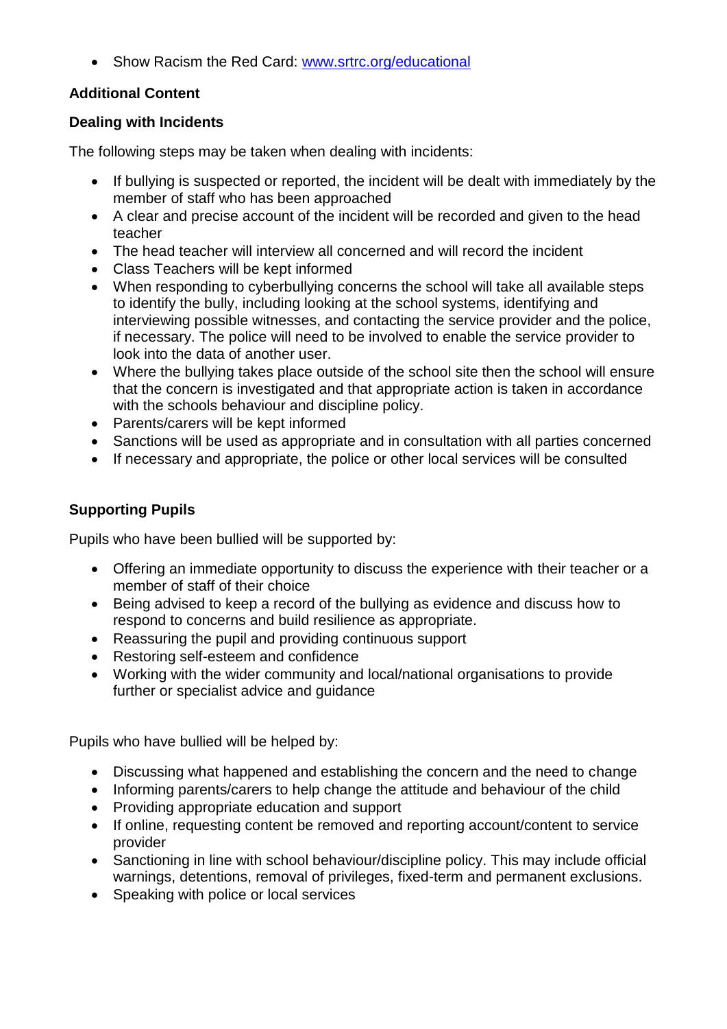- Show Racism the Red Card: [www.srtrc.org/educational](www.srtrc.org/educational)

**Additional Content**

**Dealing with Incidents**

The following steps may be taken when dealing with incidents:

- If bullying is suspected or reported, the incident will be dealt with immediately by the member of staff who has been approached
- A clear and precise account of the incident will be recorded and given to the head teacher
- The head teacher will interview all concerned and will record the incident
- Class Teachers will be kept informed
- When responding to cyberbullying concerns the school will take all available steps to identify the bully, including looking at the school systems, identifying and interviewing possible witnesses, and contacting the service provider and the police, if necessary. The police will need to be involved to enable the service provider to look into the data of another user.
- Where the bullying takes place outside of the school site then the school will ensure that the concern is investigated and that appropriate action is taken in accordance with the schools behaviour and discipline policy.
- Parents/carers will be kept informed
- Sanctions will be used as appropriate and in consultation with all parties concerned
- If necessary and appropriate, the police or other local services will be consulted

**Supporting Pupils**

Pupils who have been bullied will be supported by:

- Offering an immediate opportunity to discuss the experience with their teacher or a member of staff of their choice
- Being advised to keep a record of the bullying as evidence and discuss how to respond to concerns and build resilience as appropriate.
- Reassuring the pupil and providing continuous support
- Restoring self-esteem and confidence
- Working with the wider community and local/national organisations to provide further or specialist advice and guidance

Pupils who have bullied will be helped by:

- Discussing what happened and establishing the concern and the need to change
- Informing parents/carers to help change the attitude and behaviour of the child
- Providing appropriate education and support
- If online, requesting content be removed and reporting account/content to service provider
- Sanctioning in line with school behaviour/discipline policy. This may include official warnings, detentions, removal of privileges, fixed-term and permanent exclusions.
- Speaking with police or local services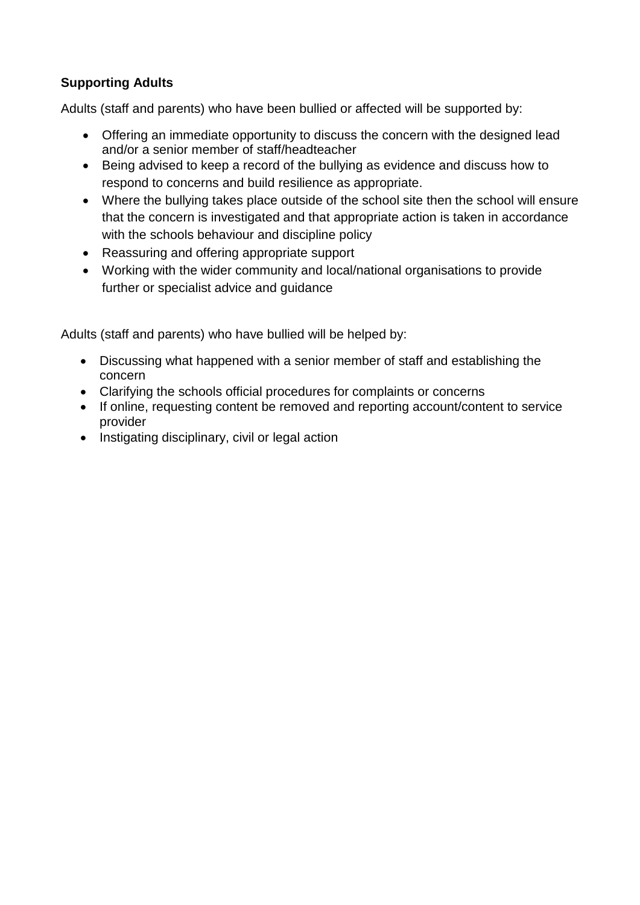**Supporting Adults**

Adults (staff and parents) who have been bullied or affected will be supported by:

- Offering an immediate opportunity to discuss the concern with the designed lead and/or a senior member of staff/headteacher
- Being advised to keep a record of the bullying as evidence and discuss how to respond to concerns and build resilience as appropriate.
- Where the bullying takes place outside of the school site then the school will ensure that the concern is investigated and that appropriate action is taken in accordance with the schools behaviour and discipline policy
- Reassuring and offering appropriate support
- Working with the wider community and local/national organisations to provide further or specialist advice and guidance

Adults (staff and parents) who have bullied will be helped by:

- Discussing what happened with a senior member of staff and establishing the concern
- Clarifying the schools official procedures for complaints or concerns
- If online, requesting content be removed and reporting account/content to service provider
- Instigating disciplinary, civil or legal action